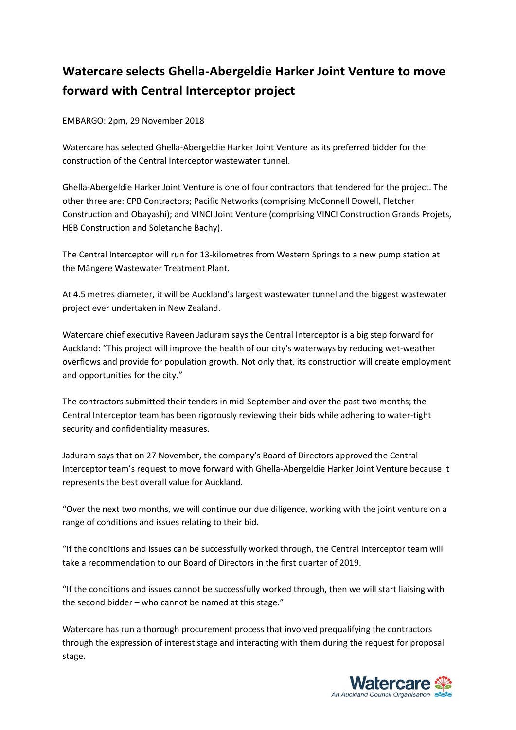# Watercare selects Ghella-Abergeldie Harker Joint Venture to move forward with Central Interceptor project

EMBARGO: 2pm, 29 November 2018

Watercare has selected Ghella-Abergeldie Harker Joint Venture as its preferred bidder for the construction of the Central Interceptor wastewater tunnel.

Ghella-Abergeldie Harker Joint Venture is one of four contractors that tendered for the project. The other three are: CPB Contractors; Pacific Networks (comprising McConnell Dowell, Fletcher Construction and Obayashi); and VINCI Joint Venture (comprising VINCI Construction Grands Projets, HEB Construction and Soletanche Bachy).

The Central Interceptor will run for 13-kilometres from Western Springs to a new pump station at the Māngere Wastewater Treatment Plant.

At 4.5 metres diameter, it will be Auckland's largest wastewater tunnel and the biggest wastewater project ever undertaken in New Zealand.

Watercare chief executive Raveen Jaduram says the Central Interceptor is a big step forward for Auckland: "This project will improve the health of our city's waterways by reducing wet-weather overflows and provide for population growth. Not only that, its construction will create employment and opportunities for the city."

The contractors submitted their tenders in mid-September and over the past two months; the Central Interceptor team has been rigorously reviewing their bids while adhering to water-tight security and confidentiality measures.

Jaduram says that on 27 November, the company's Board of Directors approved the Central Interceptor team's request to move forward with Ghella-Abergeldie Harker Joint Venture because it represents the best overall value for Auckland.

"Over the next two months, we will continue our due diligence, working with the joint venture on a range of conditions and issues relating to their bid.

"If the conditions and issues can be successfully worked through, the Central Interceptor team will take a recommendation to our Board of Directors in the first quarter of 2019.

"If the conditions and issues cannot be successfully worked through, then we will start liaising with the second bidder – who cannot be named at this stage."

Watercare has run a thorough procurement process that involved prequalifying the contractors through the expression of interest stage and interacting with them during the request for proposal stage.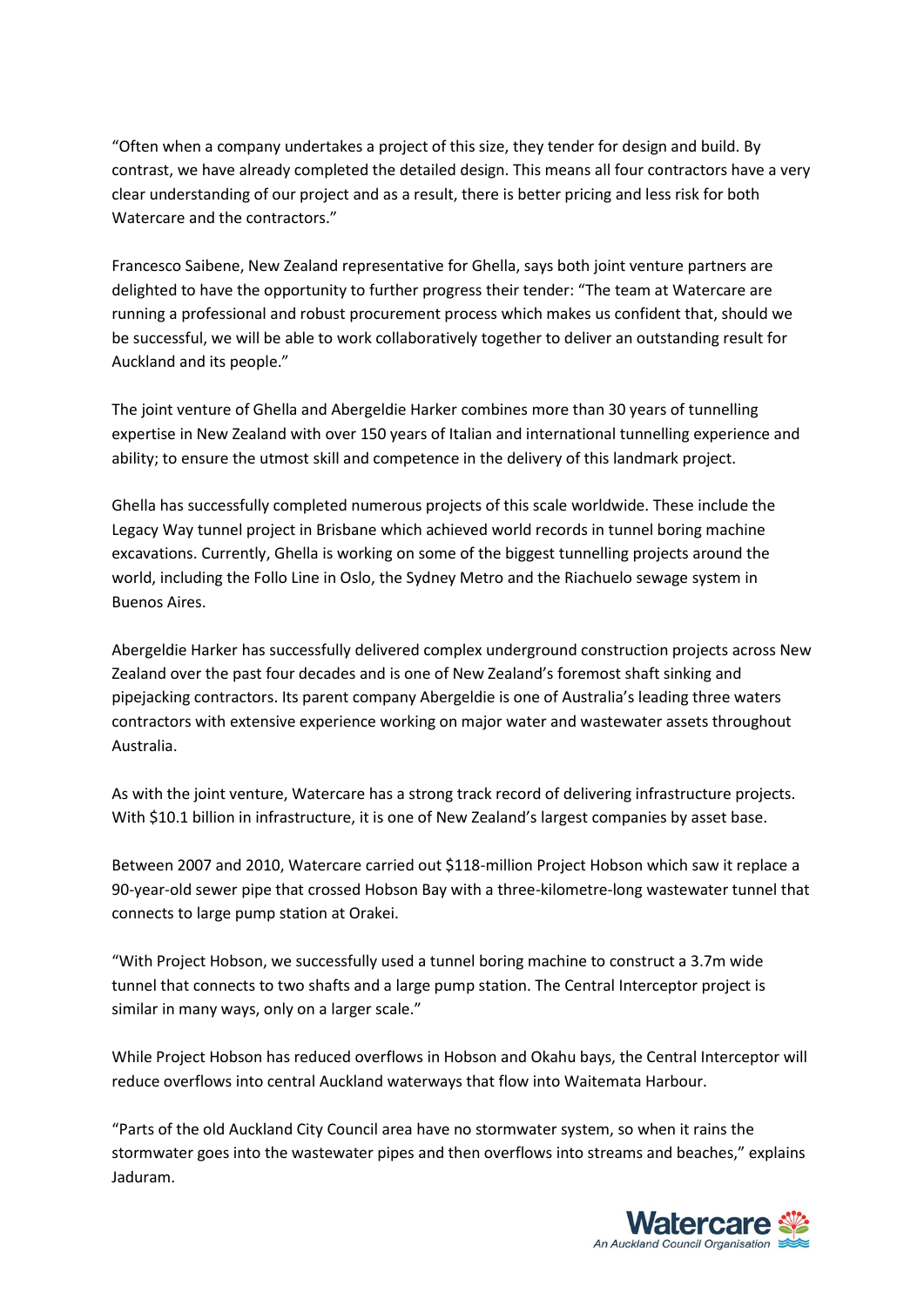"Often when a company undertakes a project of this size, they tender for design and build. By contrast, we have already completed the detailed design. This means all four contractors have a very clear understanding of our project and as a result, there is better pricing and less risk for both Watercare and the contractors."

Francesco Saibene, New Zealand representative for Ghella, says both joint venture partners are delighted to have the opportunity to further progress their tender: "The team at Watercare are running a professional and robust procurement process which makes us confident that, should we be successful, we will be able to work collaboratively together to deliver an outstanding result for Auckland and its people."

The joint venture of Ghella and Abergeldie Harker combines more than 30 years of tunnelling expertise in New Zealand with over 150 years of Italian and international tunnelling experience and ability; to ensure the utmost skill and competence in the delivery of this landmark project.

Ghella has successfully completed numerous projects of this scale worldwide. These include the Legacy Way tunnel project in Brisbane which achieved world records in tunnel boring machine excavations. Currently, Ghella is working on some of the biggest tunnelling projects around the world, including the Follo Line in Oslo, the Sydney Metro and the Riachuelo sewage system in Buenos Aires.

Abergeldie Harker has successfully delivered complex underground construction projects across New Zealand over the past four decades and is one of New Zealand's foremost shaft sinking and pipejacking contractors. Its parent company Abergeldie is one of Australia's leading three waters contractors with extensive experience working on major water and wastewater assets throughout Australia.

As with the joint venture, Watercare has a strong track record of delivering infrastructure projects. With $10.1 billion in infrastructure, it is one of New Zealand's largest companies by asset base.

Between 2007 and 2010, Watercare carried out $118-million Project Hobson which saw it replace a 90-year-old sewer pipe that crossed Hobson Bay with a three-kilometre-long wastewater tunnel that connects to large pump station at Orakei.

"With Project Hobson, we successfully used a tunnel boring machine to construct a 3.7m wide tunnel that connects to two shafts and a large pump station. The Central Interceptor project is similar in many ways, only on a larger scale."

While Project Hobson has reduced overflows in Hobson and Okahu bays, the Central Interceptor will reduce overflows into central Auckland waterways that flow into Waitemata Harbour.

"Parts of the old Auckland City Council area have no stormwater system, so when it rains the stormwater goes into the wastewater pipes and then overflows into streams and beaches," explains Jaduram.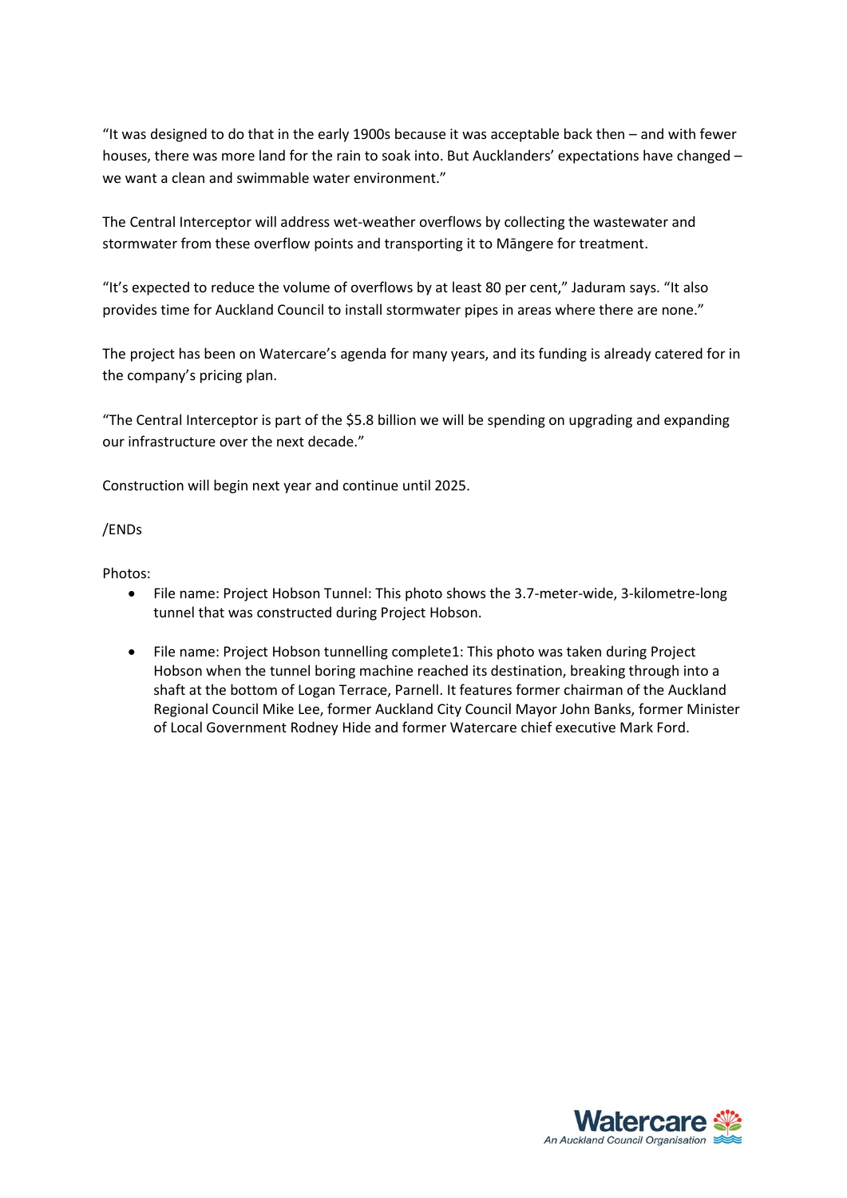"It was designed to do that in the early 1900s because it was acceptable back then – and with fewer houses, there was more land for the rain to soak into. But Aucklanders' expectations have changed – we want a clean and swimmable water environment."

The Central Interceptor will address wet-weather overflows by collecting the wastewater and stormwater from these overflow points and transporting it to Māngere for treatment.

"It's expected to reduce the volume of overflows by at least 80 per cent," Jaduram says. "It also provides time for Auckland Council to install stormwater pipes in areas where there are none."

The project has been on Watercare's agenda for many years, and its funding is already catered for in the company's pricing plan.

"The Central Interceptor is part of the $5.8 billion we will be spending on upgrading and expanding our infrastructure over the next decade."

Construction will begin next year and continue until 2025.

/ENDs

Photos:

- File name: Project Hobson Tunnel: This photo shows the 3.7-meter-wide, 3-kilometre-long tunnel that was constructed during Project Hobson.
- File name: Project Hobson tunnelling complete1: This photo was taken during Project Hobson when the tunnel boring machine reached its destination, breaking through into a shaft at the bottom of Logan Terrace, Parnell. It features former chairman of the Auckland Regional Council Mike Lee, former Auckland City Council Mayor John Banks, former Minister of Local Government Rodney Hide and former Watercare chief executive Mark Ford.